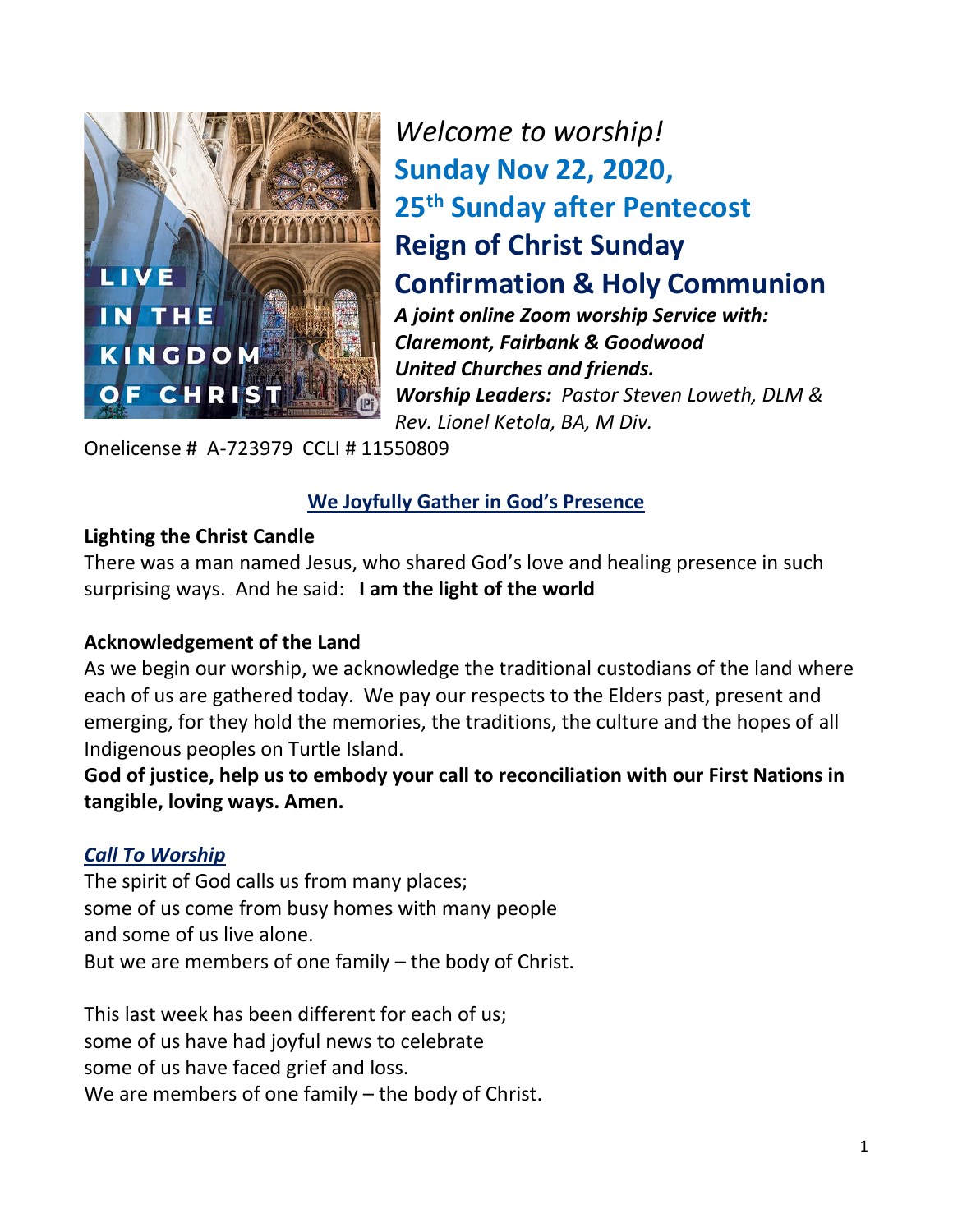*Welcome to worship!*

## Sunday Nov 22, 2020,

## 25th Sunday after Pentecost

## Reign of Christ Sunday

## Confirmation & Holy Communion

***A joint online Zoom worship Service with:***
***Claremont, Fairbank & Goodwood***
***United Churches and friends.***
***Worship Leaders:*** *Pastor Steven Loweth, DLM &*
*Rev. Lionel Ketola, BA, M Div.*

Onelicense # A-723979 CCLI # 11550809

### We Joyfully Gather in God's Presence

**Lighting the Christ Candle**

There was a man named Jesus, who shared God's love and healing presence in such surprising ways. And he said: **I am the light of the world**

**Acknowledgement of the Land**

As we begin our worship, we acknowledge the traditional custodians of the land where each of us are gathered today. We pay our respects to the Elders past, present and emerging, for they hold the memories, the traditions, the culture and the hopes of all Indigenous peoples on Turtle Island.

**God of justice, help us to embody your call to reconciliation with our First Nations in tangible, loving ways. Amen.**

***Call To Worship***

The spirit of God calls us from many places;
some of us come from busy homes with many people
and some of us live alone.
But we are members of one family – the body of Christ.

This last week has been different for each of us;
some of us have had joyful news to celebrate
some of us have faced grief and loss.
We are members of one family – the body of Christ.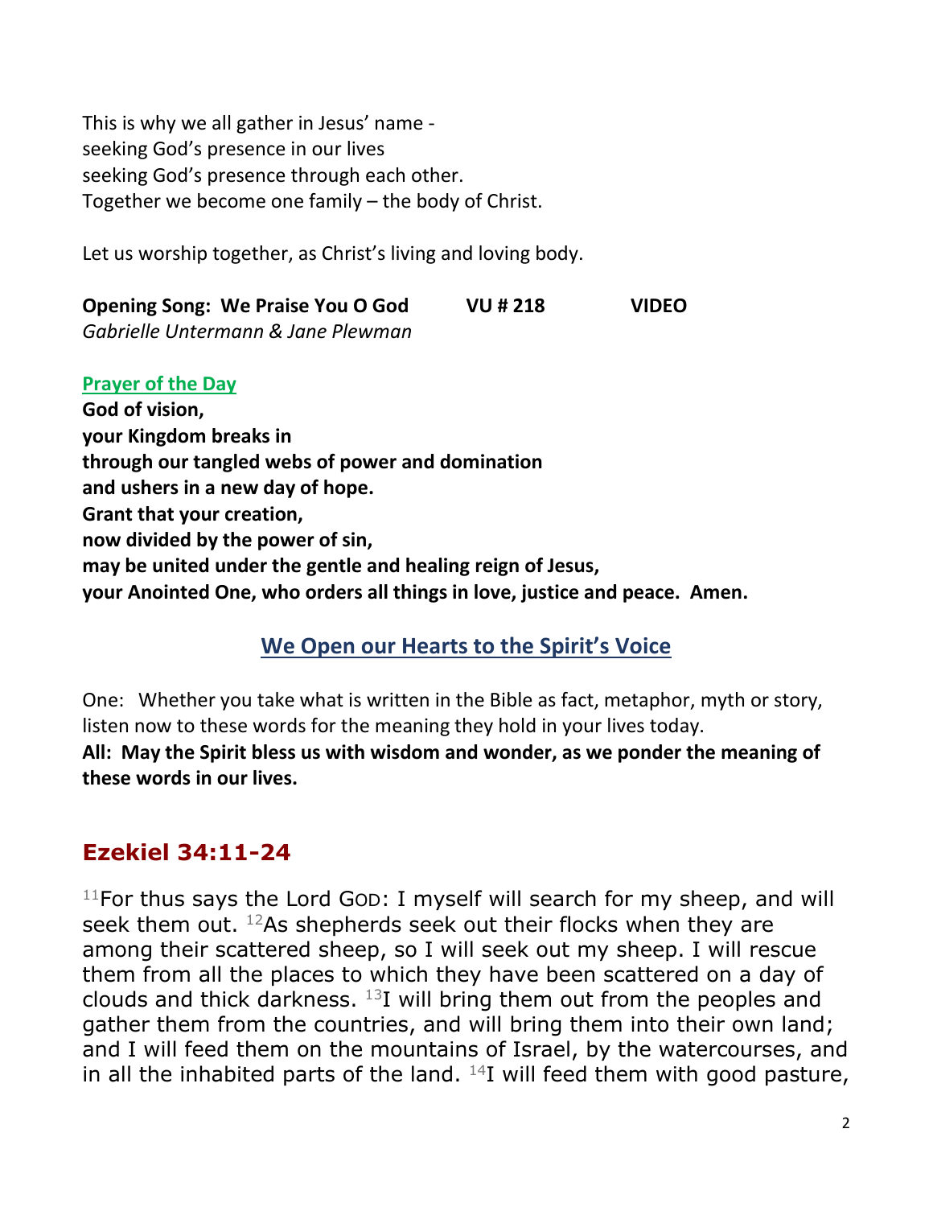This is why we all gather in Jesus' name -
seeking God's presence in our lives
seeking God's presence through each other.
Together we become one family – the body of Christ.

Let us worship together, as Christ's living and loving body.

**Opening Song: We Praise You O God VU # 218 VIDEO**
*Gabrielle Untermann & Jane Plewman*

**Prayer of the Day**

**God of vision,**
**your Kingdom breaks in**
**through our tangled webs of power and domination**
**and ushers in a new day of hope.**
**Grant that your creation,**
**now divided by the power of sin,**
**may be united under the gentle and healing reign of Jesus,**
**your Anointed One, who orders all things in love, justice and peace. Amen.**

## We Open our Hearts to the Spirit's Voice

One: Whether you take what is written in the Bible as fact, metaphor, myth or story, listen now to these words for the meaning they hold in your lives today.
**All: May the Spirit bless us with wisdom and wonder, as we ponder the meaning of these words in our lives.**

## Ezekiel 34:11-24

[11]For thus says the Lord GOD: I myself will search for my sheep, and will seek them out. [12]As shepherds seek out their flocks when they are among their scattered sheep, so I will seek out my sheep. I will rescue them from all the places to which they have been scattered on a day of clouds and thick darkness. [13]I will bring them out from the peoples and gather them from the countries, and will bring them into their own land; and I will feed them on the mountains of Israel, by the watercourses, and in all the inhabited parts of the land. [14]I will feed them with good pasture,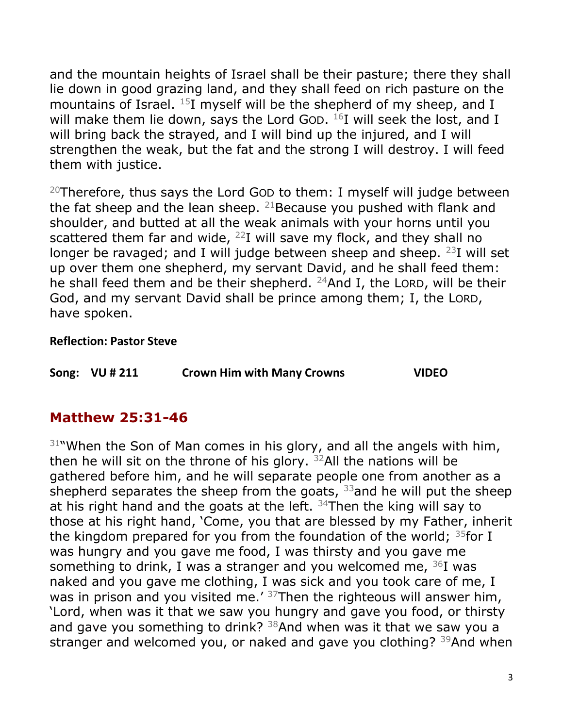and the mountain heights of Israel shall be their pasture; there they shall lie down in good grazing land, and they shall feed on rich pasture on the mountains of Israel. [15]I myself will be the shepherd of my sheep, and I will make them lie down, says the Lord GOD. [16]I will seek the lost, and I will bring back the strayed, and I will bind up the injured, and I will strengthen the weak, but the fat and the strong I will destroy. I will feed them with justice.

[20]Therefore, thus says the Lord GOD to them: I myself will judge between the fat sheep and the lean sheep. [21]Because you pushed with flank and shoulder, and butted at all the weak animals with your horns until you scattered them far and wide, [22]I will save my flock, and they shall no longer be ravaged; and I will judge between sheep and sheep. [23]I will set up over them one shepherd, my servant David, and he shall feed them: he shall feed them and be their shepherd. [24]And I, the LORD, will be their God, and my servant David shall be prince among them; I, the LORD, have spoken.

**Reflection: Pastor Steve**

**Song: VU # 211 Crown Him with Many Crowns VIDEO**

## Matthew 25:31-46

[31]"When the Son of Man comes in his glory, and all the angels with him, then he will sit on the throne of his glory. [32]All the nations will be gathered before him, and he will separate people one from another as a shepherd separates the sheep from the goats, [33]and he will put the sheep at his right hand and the goats at the left. [34]Then the king will say to those at his right hand, 'Come, you that are blessed by my Father, inherit the kingdom prepared for you from the foundation of the world; [35]for I was hungry and you gave me food, I was thirsty and you gave me something to drink, I was a stranger and you welcomed me, [36]I was naked and you gave me clothing, I was sick and you took care of me, I was in prison and you visited me.' [37]Then the righteous will answer him, 'Lord, when was it that we saw you hungry and gave you food, or thirsty and gave you something to drink? [38]And when was it that we saw you a stranger and welcomed you, or naked and gave you clothing? [39]And when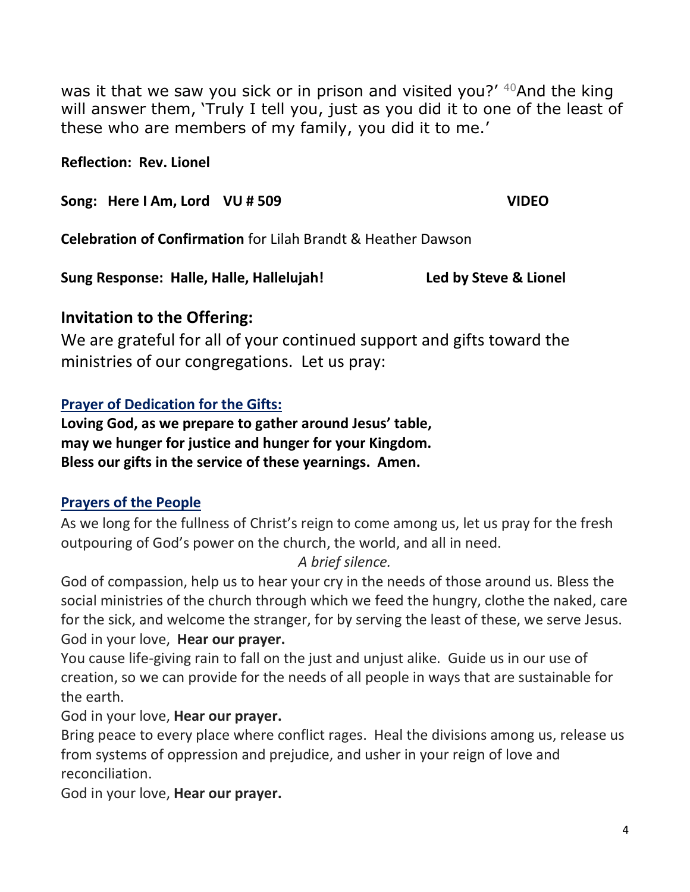was it that we saw you sick or in prison and visited you?' [40]And the king will answer them, 'Truly I tell you, just as you did it to one of the least of these who are members of my family, you did it to me.'

**Reflection: Rev. Lionel**

**Song: Here I Am, Lord VU # 509** **VIDEO**

**Celebration of Confirmation** for Lilah Brandt & Heather Dawson

**Sung Response: Halle, Halle, Hallelujah!** **Led by Steve & Lionel**

## Invitation to the Offering:

We are grateful for all of your continued support and gifts toward the ministries of our congregations. Let us pray:

### Prayer of Dedication for the Gifts:

**Loving God, as we prepare to gather around Jesus' table,**
**may we hunger for justice and hunger for your Kingdom.**
**Bless our gifts in the service of these yearnings. Amen.**

### Prayers of the People

As we long for the fullness of Christ's reign to come among us, let us pray for the fresh outpouring of God's power on the church, the world, and all in need.

*A brief silence.*

God of compassion, help us to hear your cry in the needs of those around us. Bless the social ministries of the church through which we feed the hungry, clothe the naked, care for the sick, and welcome the stranger, for by serving the least of these, we serve Jesus.
God in your love, **Hear our prayer.**

You cause life-giving rain to fall on the just and unjust alike. Guide us in our use of creation, so we can provide for the needs of all people in ways that are sustainable for the earth.
God in your love, **Hear our prayer.**

Bring peace to every place where conflict rages. Heal the divisions among us, release us from systems of oppression and prejudice, and usher in your reign of love and reconciliation.
God in your love, **Hear our prayer.**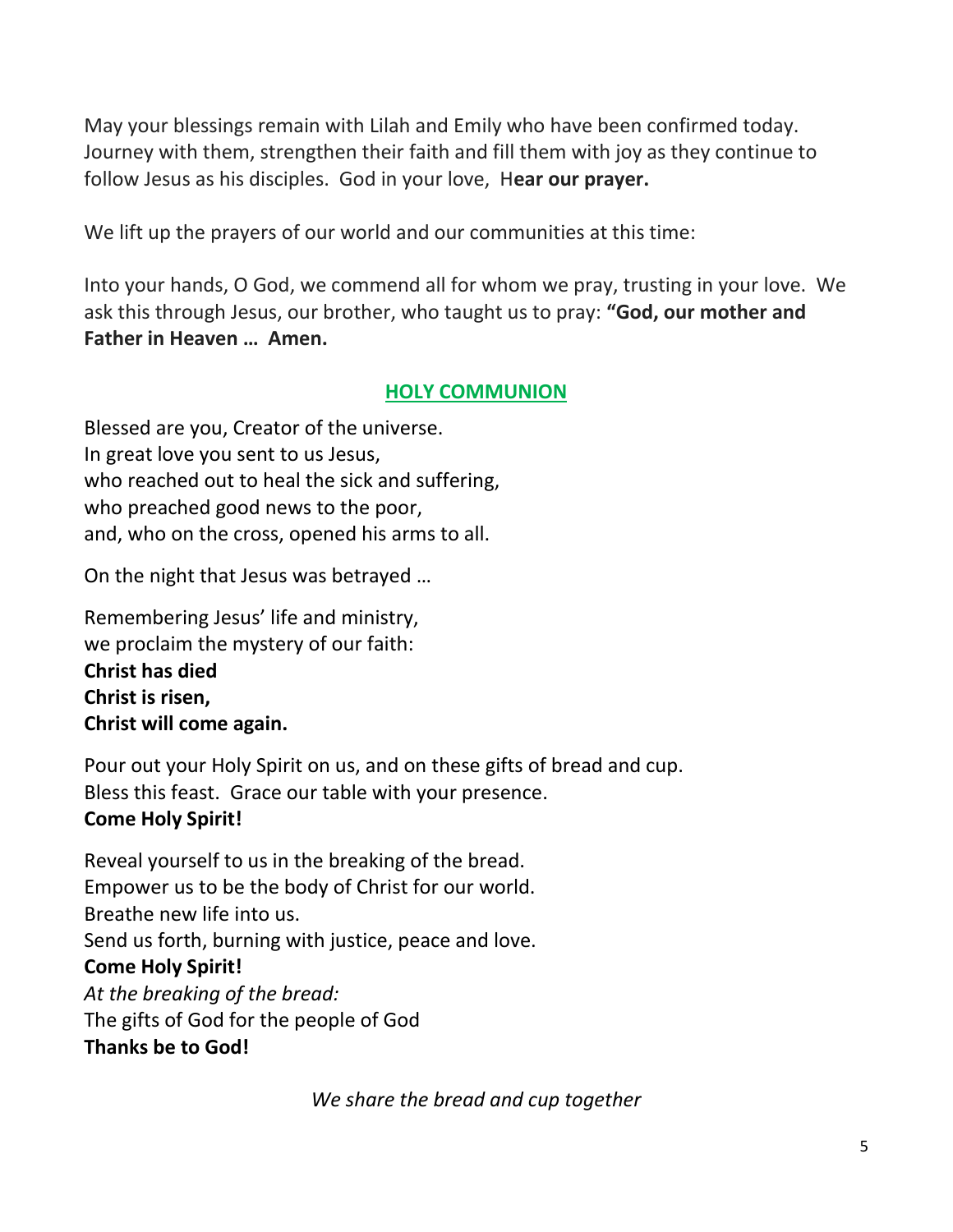May your blessings remain with Lilah and Emily who have been confirmed today. Journey with them, strengthen their faith and fill them with joy as they continue to follow Jesus as his disciples. God in your love, H**ear our prayer.**

We lift up the prayers of our world and our communities at this time:

Into your hands, O God, we commend all for whom we pray, trusting in your love. We ask this through Jesus, our brother, who taught us to pray: **"God, our mother and Father in Heaven … Amen.**

## HOLY COMMUNION

Blessed are you, Creator of the universe.
In great love you sent to us Jesus,
who reached out to heal the sick and suffering,
who preached good news to the poor,
and, who on the cross, opened his arms to all.

On the night that Jesus was betrayed …

Remembering Jesus' life and ministry,
we proclaim the mystery of our faith:
**Christ has died**
**Christ is risen,**
**Christ will come again.**

Pour out your Holy Spirit on us, and on these gifts of bread and cup.
Bless this feast. Grace our table with your presence.
**Come Holy Spirit!**

Reveal yourself to us in the breaking of the bread.
Empower us to be the body of Christ for our world.
Breathe new life into us.
Send us forth, burning with justice, peace and love.
**Come Holy Spirit!**
*At the breaking of the bread:*
The gifts of God for the people of God
**Thanks be to God!**

*We share the bread and cup together*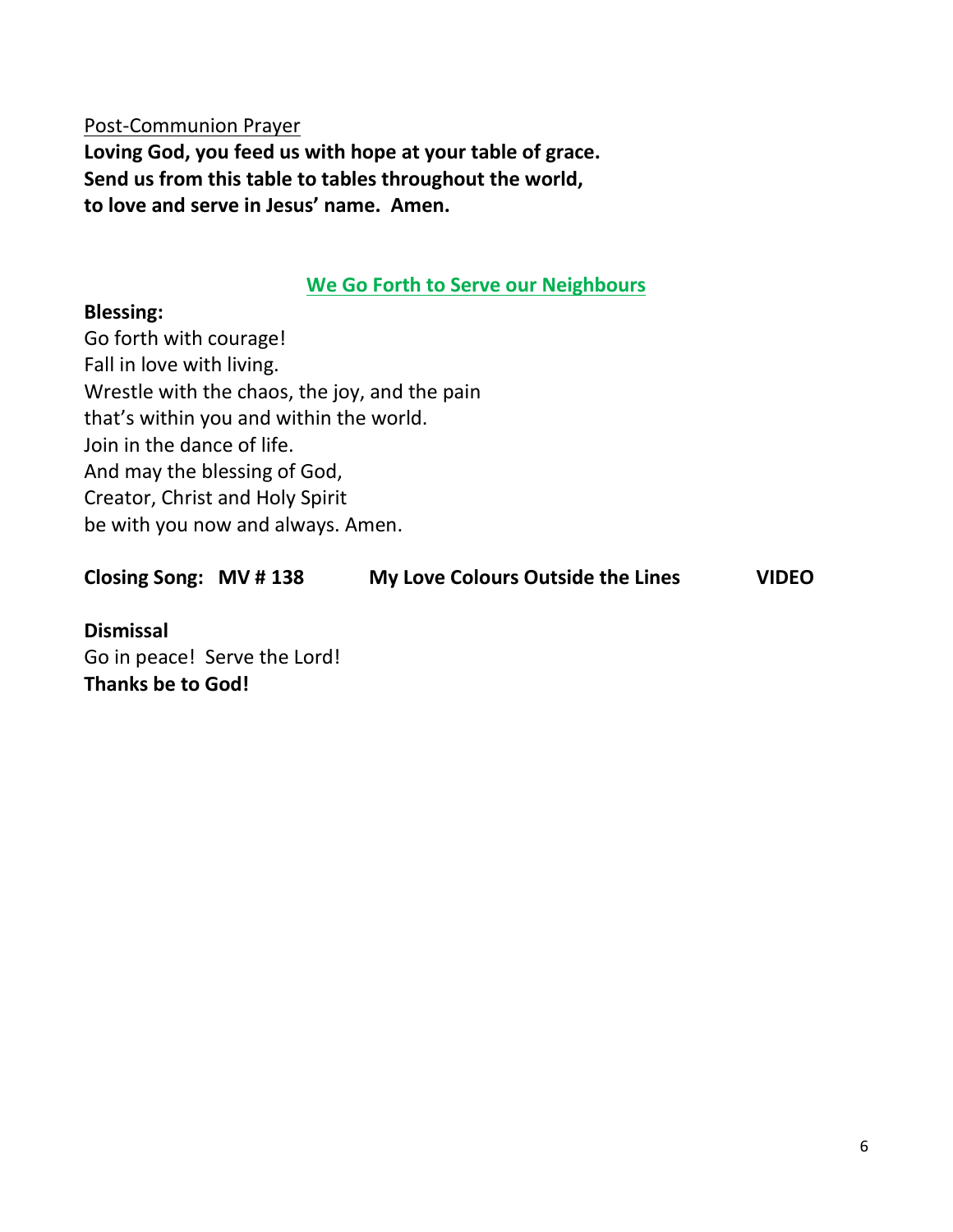Post-Communion Prayer

**Loving God, you feed us with hope at your table of grace.**
**Send us from this table to tables throughout the world,**
**to love and serve in Jesus' name. Amen.**

## We Go Forth to Serve our Neighbours

**Blessing:**

Go forth with courage!
Fall in love with living.
Wrestle with the chaos, the joy, and the pain
that's within you and within the world.
Join in the dance of life.
And may the blessing of God,
Creator, Christ and Holy Spirit
be with you now and always. Amen.

**Closing Song: MV # 138 My Love Colours Outside the Lines VIDEO**

**Dismissal**

Go in peace! Serve the Lord!
**Thanks be to God!**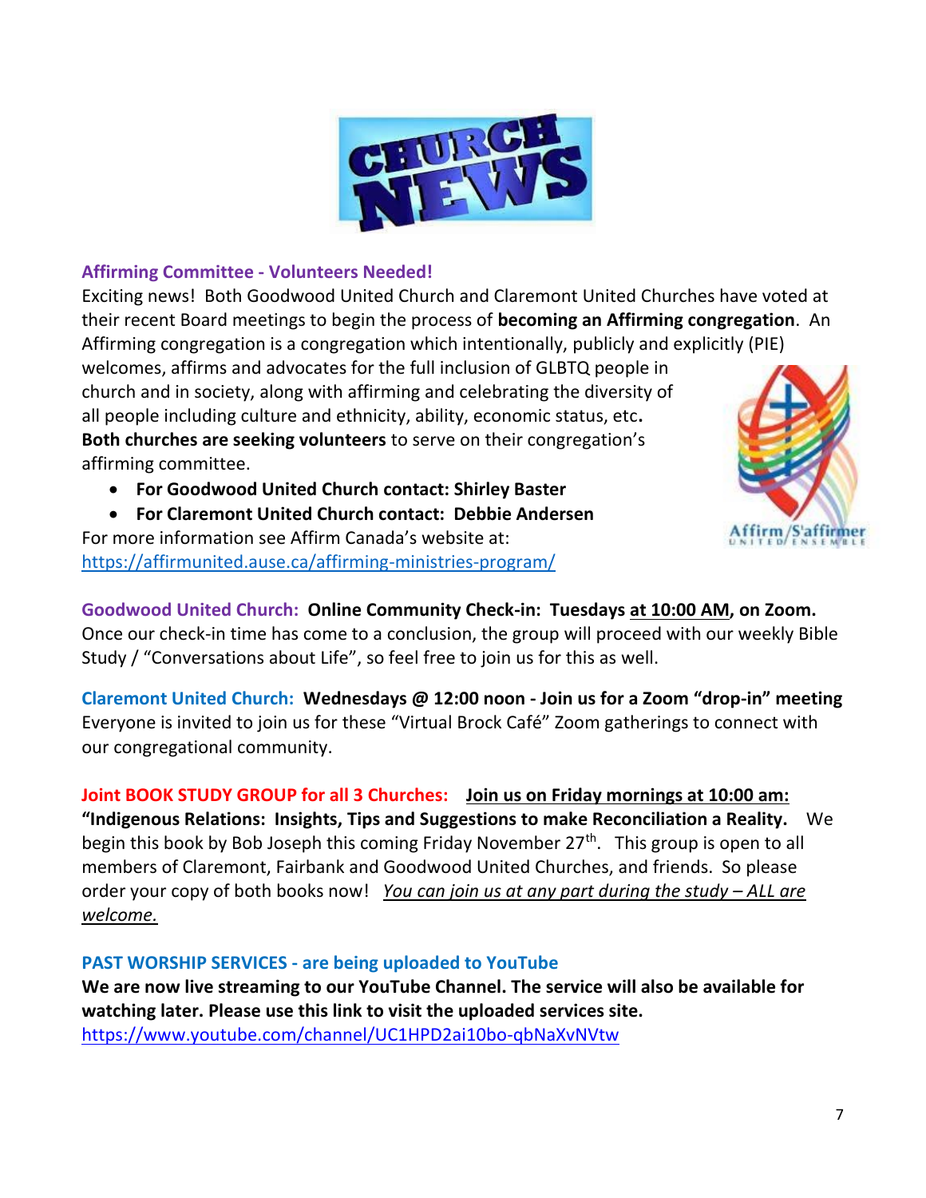# CHURCH NEWS

### Affirming Committee - Volunteers Needed!

Exciting news! Both Goodwood United Church and Claremont United Churches have voted at their recent Board meetings to begin the process of **becoming an Affirming congregation**. An Affirming congregation is a congregation which intentionally, publicly and explicitly (PIE) welcomes, affirms and advocates for the full inclusion of GLBTQ people in church and in society, along with affirming and celebrating the diversity of all people including culture and ethnicity, ability, economic status, etc. **Both churches are seeking volunteers** to serve on their congregation's affirming committee.

- **For Goodwood United Church contact: Shirley Baster**
- **For Claremont United Church contact: Debbie Andersen**

For more information see Affirm Canada's website at: https://affirmunited.ause.ca/affirming-ministries-program/

**Goodwood United Church: Online Community Check-in: Tuesdays at 10:00 AM, on Zoom.** Once our check-in time has come to a conclusion, the group will proceed with our weekly Bible Study / "Conversations about Life", so feel free to join us for this as well.

**Claremont United Church: Wednesdays @ 12:00 noon - Join us for a Zoom "drop-in" meeting**
Everyone is invited to join us for these "Virtual Brock Café" Zoom gatherings to connect with our congregational community.

**Joint BOOK STUDY GROUP for all 3 Churches: Join us on Friday mornings at 10:00 am:**
**"Indigenous Relations: Insights, Tips and Suggestions to make Reconciliation a Reality.** We begin this book by Bob Joseph this coming Friday November 27th. This group is open to all members of Claremont, Fairbank and Goodwood United Churches, and friends. So please order your copy of both books now! *You can join us at any part during the study – ALL are welcome.*

### PAST WORSHIP SERVICES - are being uploaded to YouTube

**We are now live streaming to our YouTube Channel. The service will also be available for watching later. Please use this link to visit the uploaded services site.**
https://www.youtube.com/channel/UC1HPD2ai10bo-qbNaXvNVtw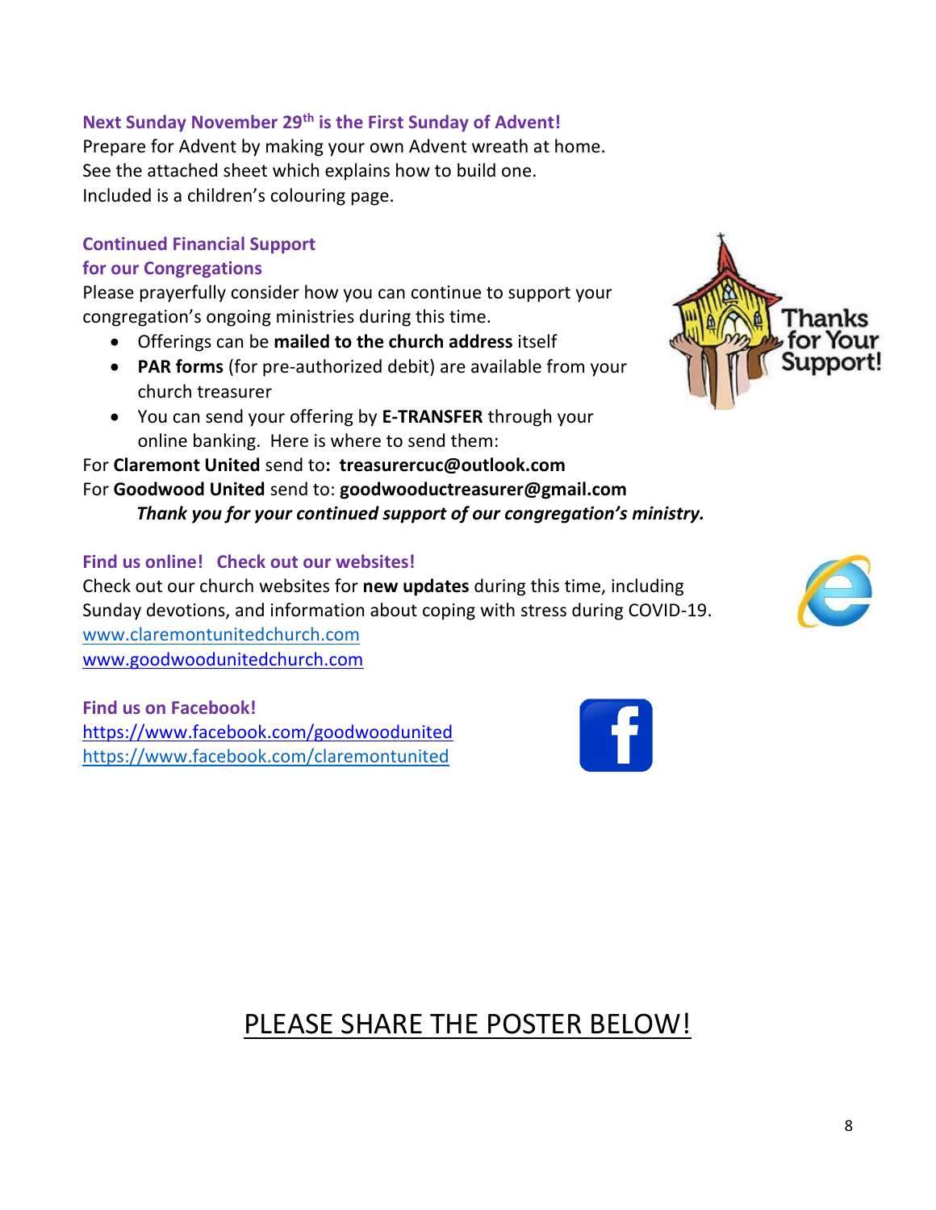### Next Sunday November 29th is the First Sunday of Advent!

Prepare for Advent by making your own Advent wreath at home.
See the attached sheet which explains how to build one.
Included is a children's colouring page.

### Continued Financial Support for our Congregations

Please prayerfully consider how you can continue to support your congregation's ongoing ministries during this time.

- Offerings can be **mailed to the church address** itself
- **PAR forms** (for pre-authorized debit) are available from your church treasurer
- You can send your offering by **E-TRANSFER** through your online banking. Here is where to send them:

For **Claremont United** send to**: treasurercuc@outlook.com**
For **Goodwood United** send to: **goodwooductreasurer@gmail.com**

***Thank you for your continued support of our congregation's ministry.***

### Find us online! Check out our websites!

Check out our church websites for **new updates** during this time, including Sunday devotions, and information about coping with stress during COVID-19.
www.claremontunitedchurch.com
www.goodwoodunitedchurch.com

### Find us on Facebook!

https://www.facebook.com/goodwoodunited
https://www.facebook.com/claremontunited

PLEASE SHARE THE POSTER BELOW!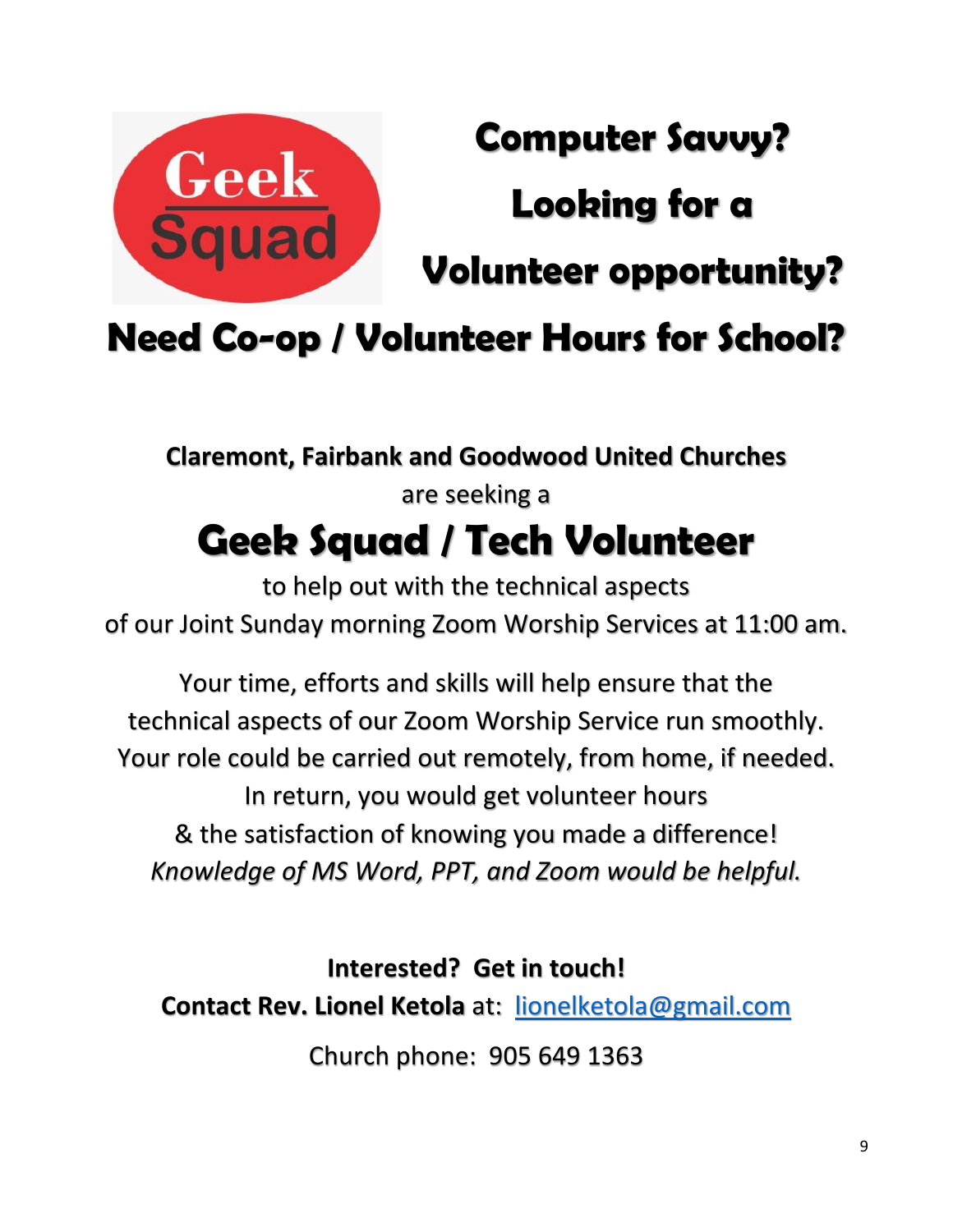Geek Squad

# Computer Savvy?

# Looking for a

# Volunteer opportunity?

# Need Co-op / Volunteer Hours for School?

**Claremont, Fairbank and Goodwood United Churches**

are seeking a

## Geek Squad / Tech Volunteer

to help out with the technical aspects
of our Joint Sunday morning Zoom Worship Services at 11:00 am.

Your time, efforts and skills will help ensure that the
technical aspects of our Zoom Worship Service run smoothly.
Your role could be carried out remotely, from home, if needed.
In return, you would get volunteer hours
& the satisfaction of knowing you made a difference!
*Knowledge of MS Word, PPT, and Zoom would be helpful.*

**Interested? Get in touch!**

**Contact Rev. Lionel Ketola** at: lionelketola@gmail.com

Church phone: 905 649 1363